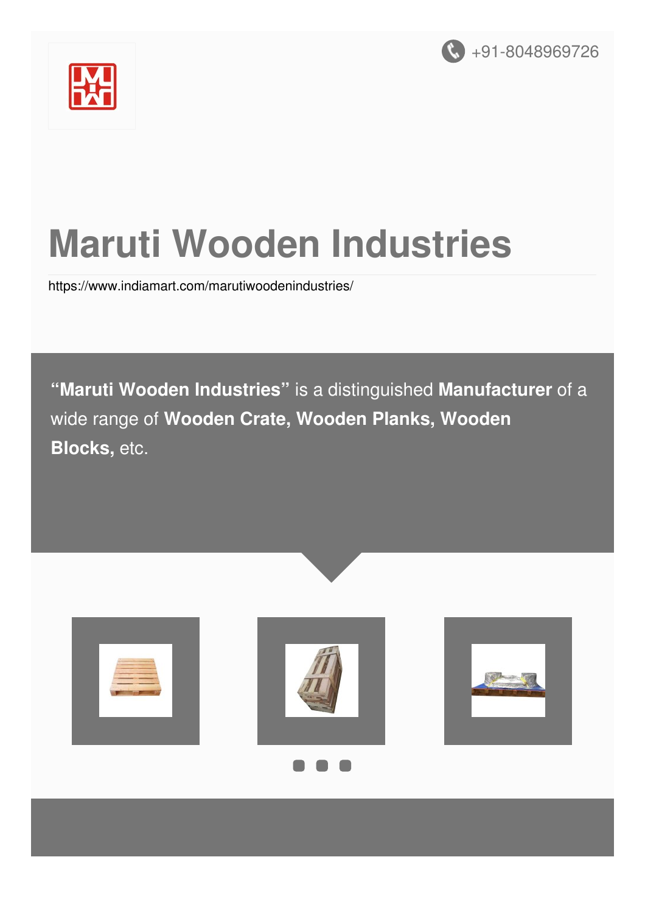+91-8048969726

# Maruti Wooden Industries

https://www.indiamart.com/marutiwoodenindustries/

**"Maruti Wooden Industries"** is a distinguished **Manufacturer** of a wide range of **Wooden Crate, Wooden Planks, Wooden Blocks,** etc.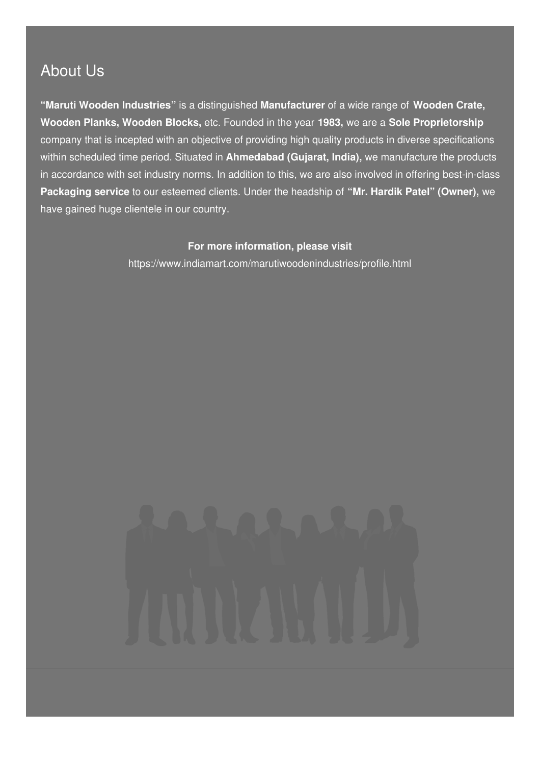## About Us

**“Maruti Wooden Industries”** is a distinguished **Manufacturer** of a wide range of **Wooden Crate, Wooden Planks, Wooden Blocks,** etc. Founded in the year **1983,** we are a **Sole Proprietorship** company that is incepted with an objective of providing high quality products in diverse specifications within scheduled time period. Situated in **Ahmedabad (Gujarat, India),** we manufacture the products in accordance with set industry norms. In addition to this, we are also involved in offering best-in-class **Packaging service** to our esteemed clients. Under the headship of **“Mr. Hardik Patel” (Owner),** we have gained huge clientele in our country.

**For more information, please visit**

https://www.indiamart.com/marutiwoodenindustries/profile.html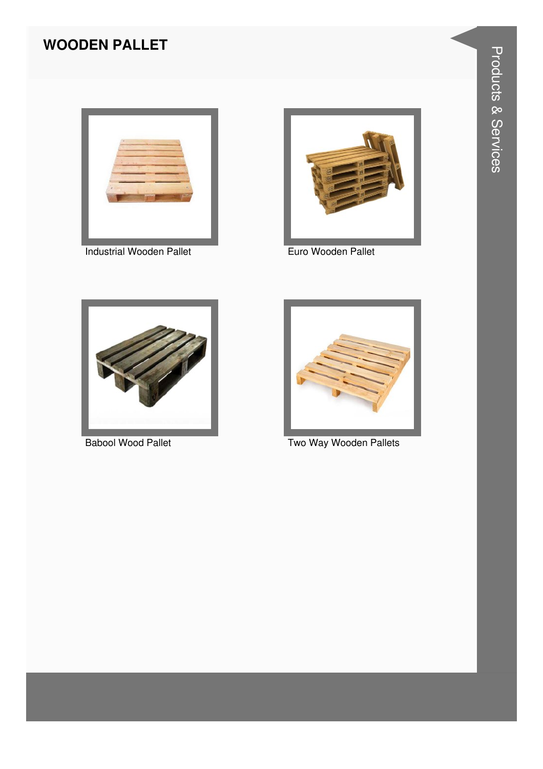# WOODEN PALLET

Industrial Wooden Pallet

Euro Wooden Pallet

Babool Wood Pallet

Two Way Wooden Pallets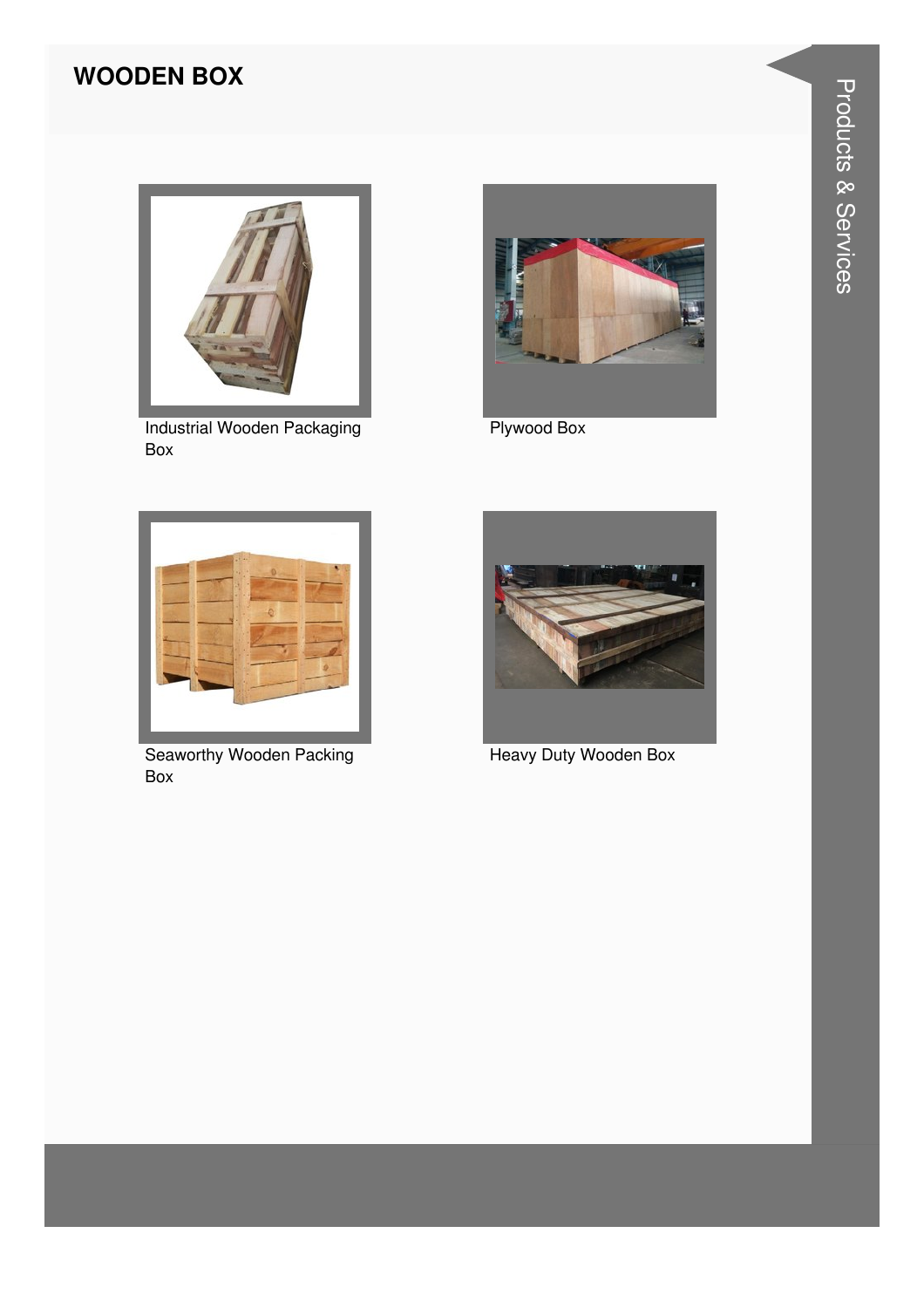# WOODEN BOX

Industrial Wooden Packaging Box

Plywood Box

Seaworthy Wooden Packing Box

Heavy Duty Wooden Box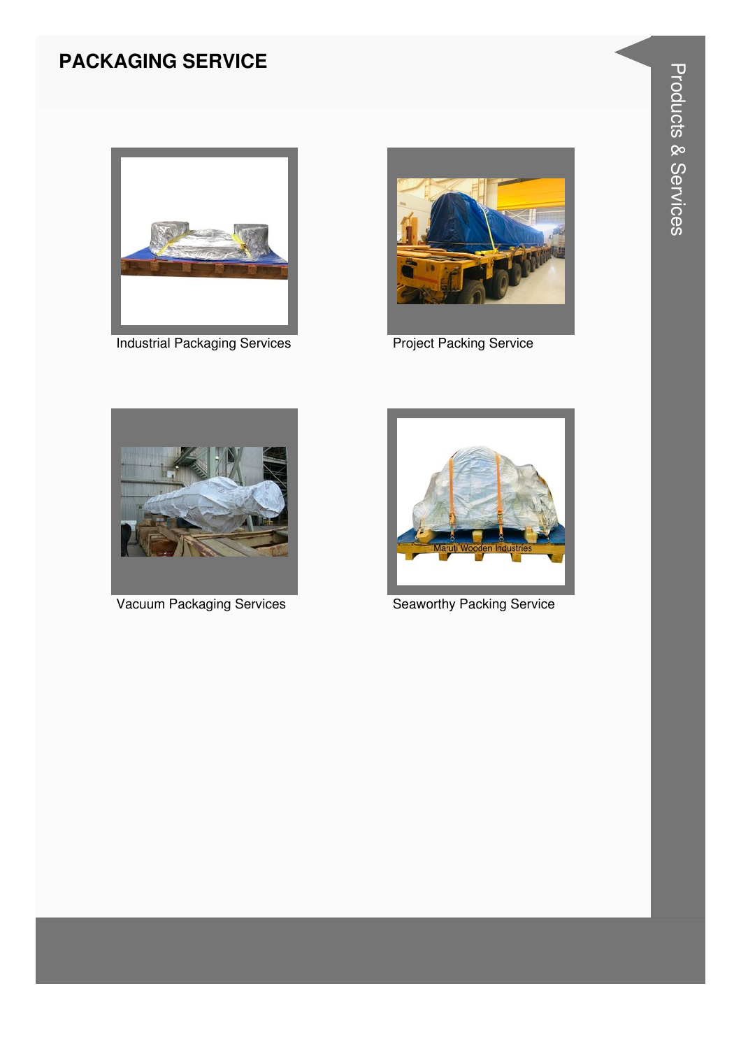# PACKAGING SERVICE

Industrial Packaging Services

Project Packing Service

Vacuum Packaging Services

Seaworthy Packing Service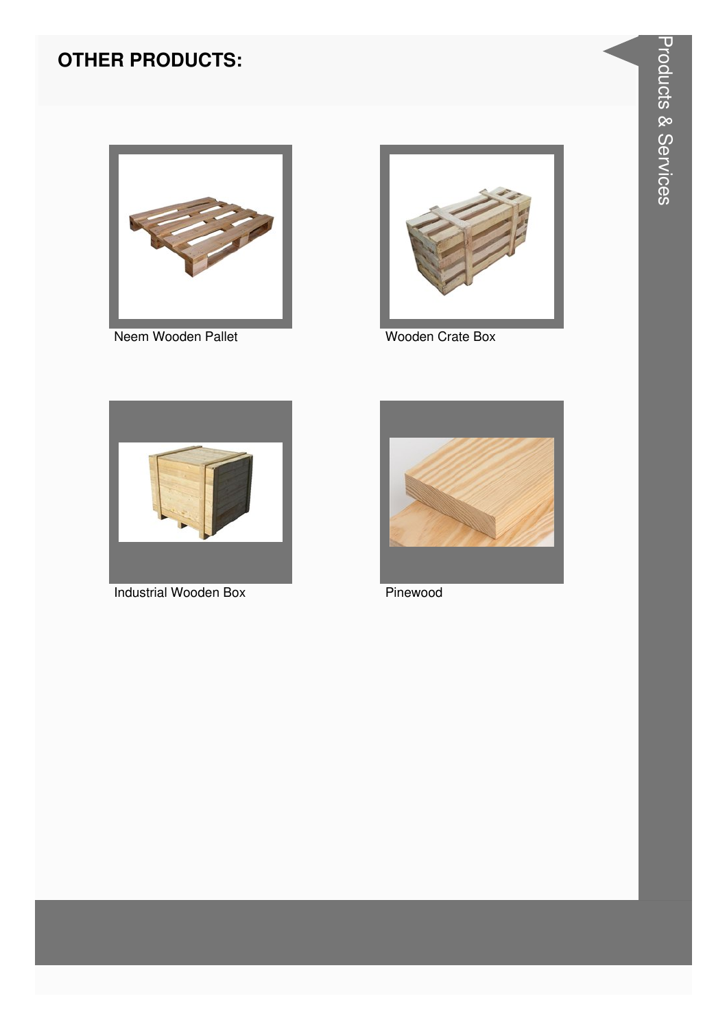## OTHER PRODUCTS:

Neem Wooden Pallet

Wooden Crate Box

Industrial Wooden Box

Pinewood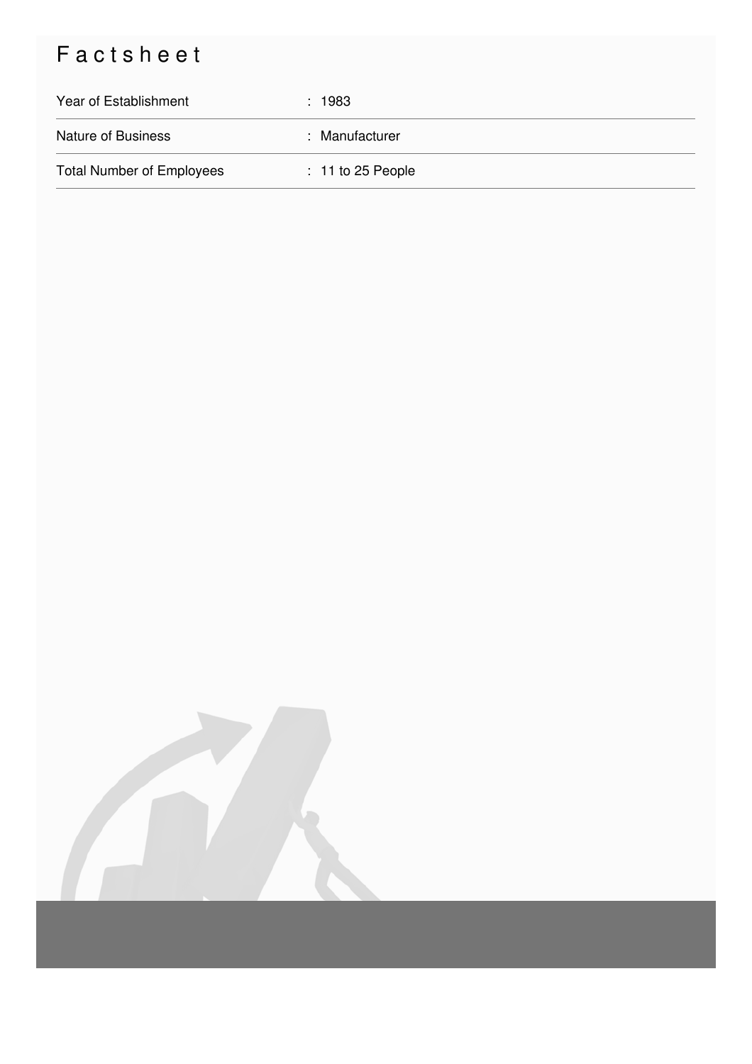# Factsheet

| | |
|---|---|
| Year of Establishment | : 1983 |
| Nature of Business | : Manufacturer |
| Total Number of Employees | : 11 to 25 People |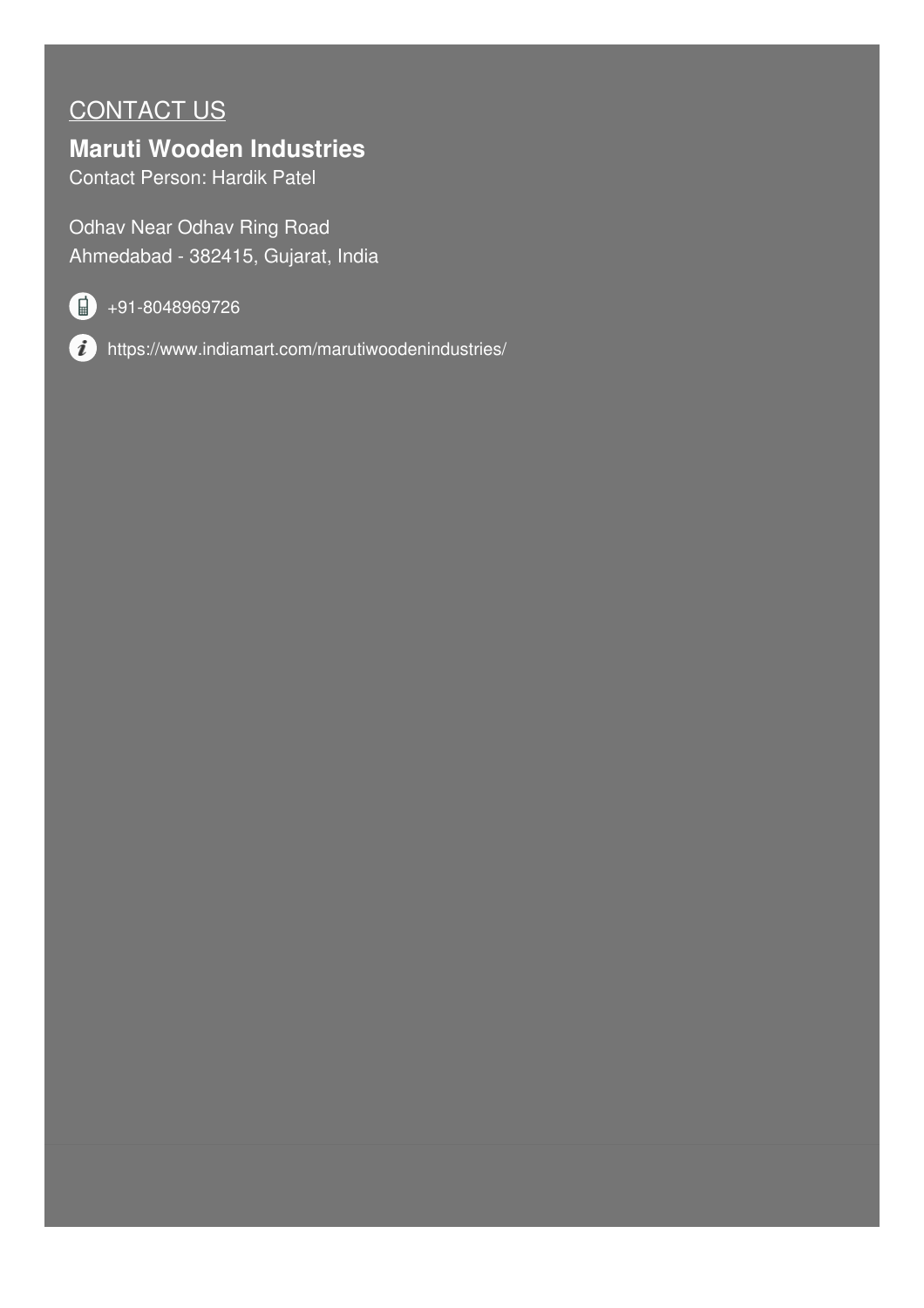## CONTACT US

### Maruti Wooden Industries

Contact Person: Hardik Patel

Odhav Near Odhav Ring Road
Ahmedabad - 382415, Gujarat, India

+91-8048969726

https://www.indiamart.com/marutiwoodenindustries/